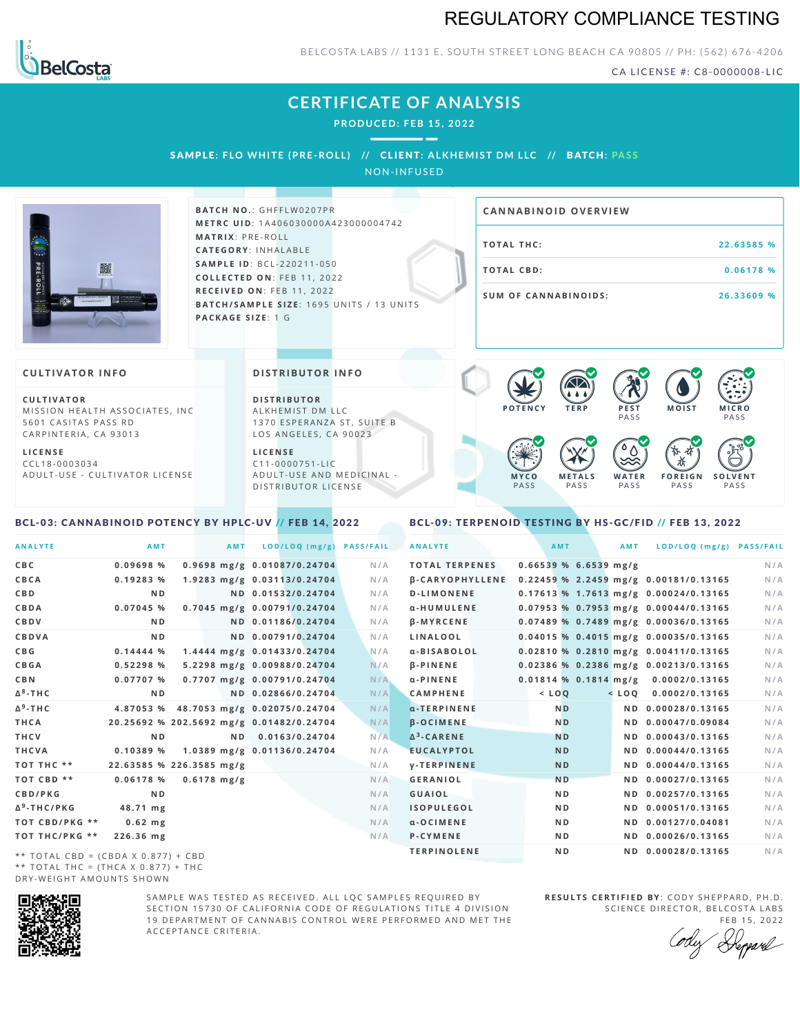# REGULATORY COMPLIANCE TESTING

BelCosta LABS

BELCOSTA LABS // 1131 E. SOUTH STREET LONG BEACH CA 90805 // PH: (562) 676-4206

CA LICENSE #: C8-0000008-LIC

## CERTIFICATE OF ANALYSIS

**PRODUCED: FEB 15, 2022**

**SAMPLE:** FLO WHITE (PRE-ROLL) // **CLIENT:** ALKHEMIST DM LLC // **BATCH:** PASS

NON-INFUSED

**BATCH NO.**: GHFFLW0207PR
**METRC UID**: 1A406030000A423000004742
**MATRIX**: PRE-ROLL
**CATEGORY**: INHALABLE
**SAMPLE ID**: BCL-220211-050
**COLLECTED ON**: FEB 11, 2022
**RECEIVED ON**: FEB 11, 2022
**BATCH/SAMPLE SIZE**: 1695 UNITS / 13 UNITS
**PACKAGE SIZE**: 1 G

### CANNABINOID OVERVIEW

| | |
|---|---|
| TOTAL THC: | 22.63585 % |
| TOTAL CBD: | 0.06178 % |
| SUM OF CANNABINOIDS: | 26.33609 % |

### CULTIVATOR INFO

**CULTIVATOR**
MISSION HEALTH ASSOCIATES, INC
5601 CASITAS PASS RD
CARPINTERIA, CA 93013

**LICENSE**
CCL18-0003034
ADULT-USE - CULTIVATOR LICENSE

### DISTRIBUTOR INFO

**DISTRIBUTOR**
ALKHEMIST DM LLC
1370 ESPERANZA ST, SUITE B
LOS ANGELES, CA 90023

**LICENSE**
C11-0000751-LIC
ADULT-USE AND MEDICINAL - DISTRIBUTOR LICENSE

POTENCY | TERP | PEST PASS | MOIST | MICRO PASS
MYCO PASS | METALS PASS | WATER PASS | FOREIGN PASS | SOLVENT PASS

### BCL-03: CANNABINOID POTENCY BY HPLC-UV // FEB 14, 2022

| ANALYTE | AMT | AMT | LOD/LOQ (mg/g) | PASS/FAIL |
|---|---|---|---|---|
| CBC | 0.09698 % | 0.9698 mg/g | 0.01087/0.24704 | N/A |
| CBCA | 0.19283 % | 1.9283 mg/g | 0.03113/0.24704 | N/A |
| CBD | ND | ND | 0.01532/0.24704 | N/A |
| CBDA | 0.07045 % | 0.7045 mg/g | 0.00791/0.24704 | N/A |
| CBDV | ND | ND | 0.01186/0.24704 | N/A |
| CBDVA | ND | ND | 0.00791/0.24704 | N/A |
| CBG | 0.14444 % | 1.4444 mg/g | 0.01433/0.24704 | N/A |
| CBGA | 0.52298 % | 5.2298 mg/g | 0.00988/0.24704 | N/A |
| CBN | 0.07707 % | 0.7707 mg/g | 0.00791/0.24704 | N/A |
| $\Delta^8$-THC | ND | ND | 0.02866/0.24704 | N/A |
| $\Delta^9$-THC | 4.87053 % | 48.7053 mg/g | 0.02075/0.24704 | N/A |
| THCA | 20.25692 % | 202.5692 mg/g | 0.01482/0.24704 | N/A |
| THCV | ND | ND | 0.0163/0.24704 | N/A |
| THCVA | 0.10389 % | 1.0389 mg/g | 0.01136/0.24704 | N/A |
| TOT THC ** | 22.63585 % | 226.3585 mg/g | | N/A |
| TOT CBD ** | 0.06178 % | 0.6178 mg/g | | N/A |
| CBD/PKG | ND | | | N/A |
| $\Delta^9$-THC/PKG | 48.71 mg | | | N/A |
| TOT CBD/PKG ** | 0.62 mg | | | N/A |
| TOT THC/PKG ** | 226.36 mg | | | N/A |

** TOTAL CBD = (CBDA X 0.877) + CBD
** TOTAL THC = (THCA X 0.877) + THC
DRY-WEIGHT AMOUNTS SHOWN

### BCL-09: TERPENOID TESTING BY HS-GC/FID // FEB 13, 2022

| ANALYTE | AMT | AMT | LOD/LOQ (mg/g) | PASS/FAIL |
|---|---|---|---|---|
| TOTAL TERPENES | 0.66539 % | 6.6539 mg/g | | N/A |
| β-CARYOPHYLLENE | 0.22459 % | 2.2459 mg/g | 0.00181/0.13165 | N/A |
| D-LIMONENE | 0.17613 % | 1.7613 mg/g | 0.00024/0.13165 | N/A |
| α-HUMULENE | 0.07953 % | 0.7953 mg/g | 0.00044/0.13165 | N/A |
| β-MYRCENE | 0.07489 % | 0.7489 mg/g | 0.00036/0.13165 | N/A |
| LINALOOL | 0.04015 % | 0.4015 mg/g | 0.00035/0.13165 | N/A |
| α-BISABOLOL | 0.02810 % | 0.2810 mg/g | 0.00411/0.13165 | N/A |
| β-PINENE | 0.02386 % | 0.2386 mg/g | 0.00213/0.13165 | N/A |
| α-PINENE | 0.01814 % | 0.1814 mg/g | 0.0002/0.13165 | N/A |
| CAMPHENE | < LOQ | < LOQ | 0.0002/0.13165 | N/A |
| α-TERPINENE | ND | ND | 0.00028/0.13165 | N/A |
| β-OCIMENE | ND | ND | 0.00047/0.09084 | N/A |
| $\Delta^3$-CARENE | ND | ND | 0.00043/0.13165 | N/A |
| EUCALYPTOL | ND | ND | 0.00044/0.13165 | N/A |
| γ-TERPINENE | ND | ND | 0.00044/0.13165 | N/A |
| GERANIOL | ND | ND | 0.00027/0.13165 | N/A |
| GUAIOL | ND | ND | 0.00257/0.13165 | N/A |
| ISOPULEGOL | ND | ND | 0.00051/0.13165 | N/A |
| α-OCIMENE | ND | ND | 0.00127/0.04081 | N/A |
| P-CYMENE | ND | ND | 0.00026/0.13165 | N/A |
| TERPINOLENE | ND | ND | 0.00028/0.13165 | N/A |

SAMPLE WAS TESTED AS RECEIVED. ALL LQC SAMPLES REQUIRED BY SECTION 15730 OF CALIFORNIA CODE OF REGULATIONS TITLE 4 DIVISION 19 DEPARTMENT OF CANNABIS CONTROL WERE PERFORMED AND MET THE ACCEPTANCE CRITERIA.

**RESULTS CERTIFIED BY**: CODY SHEPPARD, PH.D.
SCIENCE DIRECTOR, BELCOSTA LABS
FEB 15, 2022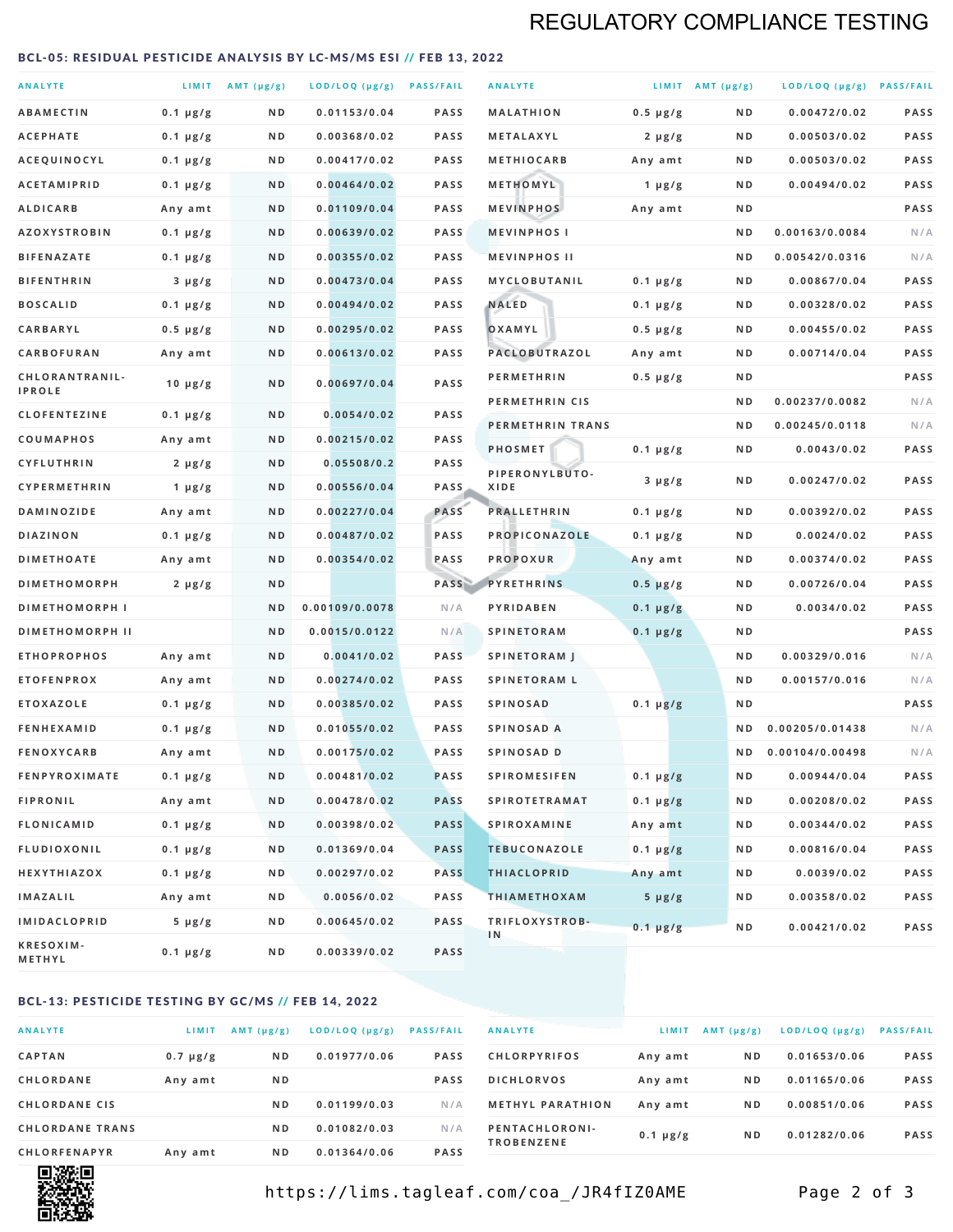# REGULATORY COMPLIANCE TESTING

## BCL-05: RESIDUAL PESTICIDE ANALYSIS BY LC-MS/MS ESI // FEB 13, 2022

| ANALYTE | LIMIT | AMT (μg/g) | LOD/LOQ (μg/g) | PASS/FAIL |
|---|---|---|---|---|
| ABAMECTIN | 0.1 μg/g | ND | 0.01153/0.04 | PASS |
| ACEPHATE | 0.1 μg/g | ND | 0.00368/0.02 | PASS |
| ACEQUINOCYL | 0.1 μg/g | ND | 0.00417/0.02 | PASS |
| ACETAMIPRID | 0.1 μg/g | ND | 0.00464/0.02 | PASS |
| ALDICARB | Any amt | ND | 0.01109/0.04 | PASS |
| AZOXYSTROBIN | 0.1 μg/g | ND | 0.00639/0.02 | PASS |
| BIFENAZATE | 0.1 μg/g | ND | 0.00355/0.02 | PASS |
| BIFENTHRIN | 3 μg/g | ND | 0.00473/0.04 | PASS |
| BOSCALID | 0.1 μg/g | ND | 0.00494/0.02 | PASS |
| CARBARYL | 0.5 μg/g | ND | 0.00295/0.02 | PASS |
| CARBOFURAN | Any amt | ND | 0.00613/0.02 | PASS |
| CHLORANTRANILIPROLE | 10 μg/g | ND | 0.00697/0.04 | PASS |
| CLOFENTEZINE | 0.1 μg/g | ND | 0.0054/0.02 | PASS |
| COUMAPHOS | Any amt | ND | 0.00215/0.02 | PASS |
| CYFLUTHRIN | 2 μg/g | ND | 0.05508/0.2 | PASS |
| CYPERMETHRIN | 1 μg/g | ND | 0.00556/0.04 | PASS |
| DAMINOZIDE | Any amt | ND | 0.00227/0.04 | PASS |
| DIAZINON | 0.1 μg/g | ND | 0.00487/0.02 | PASS |
| DIMETHOATE | Any amt | ND | 0.00354/0.02 | PASS |
| DIMETHOMORPH | 2 μg/g | ND | | PASS |
| DIMETHOMORPH I | | ND | 0.00109/0.0078 | N/A |
| DIMETHOMORPH II | | ND | 0.0015/0.0122 | N/A |
| ETHOPROPHOS | Any amt | ND | 0.0041/0.02 | PASS |
| ETOFENPROX | Any amt | ND | 0.00274/0.02 | PASS |
| ETOXAZOLE | 0.1 μg/g | ND | 0.00385/0.02 | PASS |
| FENHEXAMID | 0.1 μg/g | ND | 0.01055/0.02 | PASS |
| FENOXYCARB | Any amt | ND | 0.00175/0.02 | PASS |
| FENPYROXIMATE | 0.1 μg/g | ND | 0.00481/0.02 | PASS |
| FIPRONIL | Any amt | ND | 0.00478/0.02 | PASS |
| FLONICAMID | 0.1 μg/g | ND | 0.00398/0.02 | PASS |
| FLUDIOXONIL | 0.1 μg/g | ND | 0.01369/0.04 | PASS |
| HEXYTHIAZOX | 0.1 μg/g | ND | 0.00297/0.02 | PASS |
| IMAZALIL | Any amt | ND | 0.0056/0.02 | PASS |
| IMIDACLOPRID | 5 μg/g | ND | 0.00645/0.02 | PASS |
| KRESOXIM-METHYL | 0.1 μg/g | ND | 0.00339/0.02 | PASS |
| MALATHION | 0.5 μg/g | ND | 0.00472/0.02 | PASS |
| METALAXYL | 2 μg/g | ND | 0.00503/0.02 | PASS |
| METHIOCARB | Any amt | ND | 0.00503/0.02 | PASS |
| METHOMYL | 1 μg/g | ND | 0.00494/0.02 | PASS |
| MEVINPHOS | Any amt | ND | | PASS |
| MEVINPHOS I | | ND | 0.00163/0.0084 | N/A |
| MEVINPHOS II | | ND | 0.00542/0.0316 | N/A |
| MYCLOBUTANIL | 0.1 μg/g | ND | 0.00867/0.04 | PASS |
| NALED | 0.1 μg/g | ND | 0.00328/0.02 | PASS |
| OXAMYL | 0.5 μg/g | ND | 0.00455/0.02 | PASS |
| PACLOBUTRAZOL | Any amt | ND | 0.00714/0.04 | PASS |
| PERMETHRIN | 0.5 μg/g | ND | | PASS |
| PERMETHRIN CIS | | ND | 0.00237/0.0082 | N/A |
| PERMETHRIN TRANS | | ND | 0.00245/0.0118 | N/A |
| PHOSMET | 0.1 μg/g | ND | 0.0043/0.02 | PASS |
| PIPERONYLBUTOXIDE | 3 μg/g | ND | 0.00247/0.02 | PASS |
| PRALLETHRIN | 0.1 μg/g | ND | 0.00392/0.02 | PASS |
| PROPICONAZOLE | 0.1 μg/g | ND | 0.0024/0.02 | PASS |
| PROPOXUR | Any amt | ND | 0.00374/0.02 | PASS |
| PYRETHRINS | 0.5 μg/g | ND | 0.00726/0.04 | PASS |
| PYRIDABEN | 0.1 μg/g | ND | 0.0034/0.02 | PASS |
| SPINETORAM | 0.1 μg/g | ND | | PASS |
| SPINETORAM J | | ND | 0.00329/0.016 | N/A |
| SPINETORAM L | | ND | 0.00157/0.016 | N/A |
| SPINOSAD | 0.1 μg/g | ND | | PASS |
| SPINOSAD A | | ND | 0.00205/0.01438 | N/A |
| SPINOSAD D | | ND | 0.00104/0.00498 | N/A |
| SPIROMESIFEN | 0.1 μg/g | ND | 0.00944/0.04 | PASS |
| SPIROTETRAMAT | 0.1 μg/g | ND | 0.00208/0.02 | PASS |
| SPIROXAMINE | Any amt | ND | 0.00344/0.02 | PASS |
| TEBUCONAZOLE | 0.1 μg/g | ND | 0.00816/0.04 | PASS |
| THIACLOPRID | Any amt | ND | 0.0039/0.02 | PASS |
| THIAMETHOXAM | 5 μg/g | ND | 0.00358/0.02 | PASS |
| TRIFLOXYSTROBIN | 0.1 μg/g | ND | 0.00421/0.02 | PASS |

## BCL-13: PESTICIDE TESTING BY GC/MS // FEB 14, 2022

| ANALYTE | LIMIT | AMT (μg/g) | LOD/LOQ (μg/g) | PASS/FAIL |
|---|---|---|---|---|
| CAPTAN | 0.7 μg/g | ND | 0.01977/0.06 | PASS |
| CHLORDANE | Any amt | ND | | PASS |
| CHLORDANE CIS | | ND | 0.01199/0.03 | N/A |
| CHLORDANE TRANS | | ND | 0.01082/0.03 | N/A |
| CHLORFENAPYR | Any amt | ND | 0.01364/0.06 | PASS |
| CHLORPYRIFOS | Any amt | ND | 0.01653/0.06 | PASS |
| DICHLORVOS | Any amt | ND | 0.01165/0.06 | PASS |
| METHYL PARATHION | Any amt | ND | 0.00851/0.06 | PASS |
| PENTACHLORONITROBENZENE | 0.1 μg/g | ND | 0.01282/0.06 | PASS |

https://lims.tagleaf.com/coa_/JR4fIZ0AME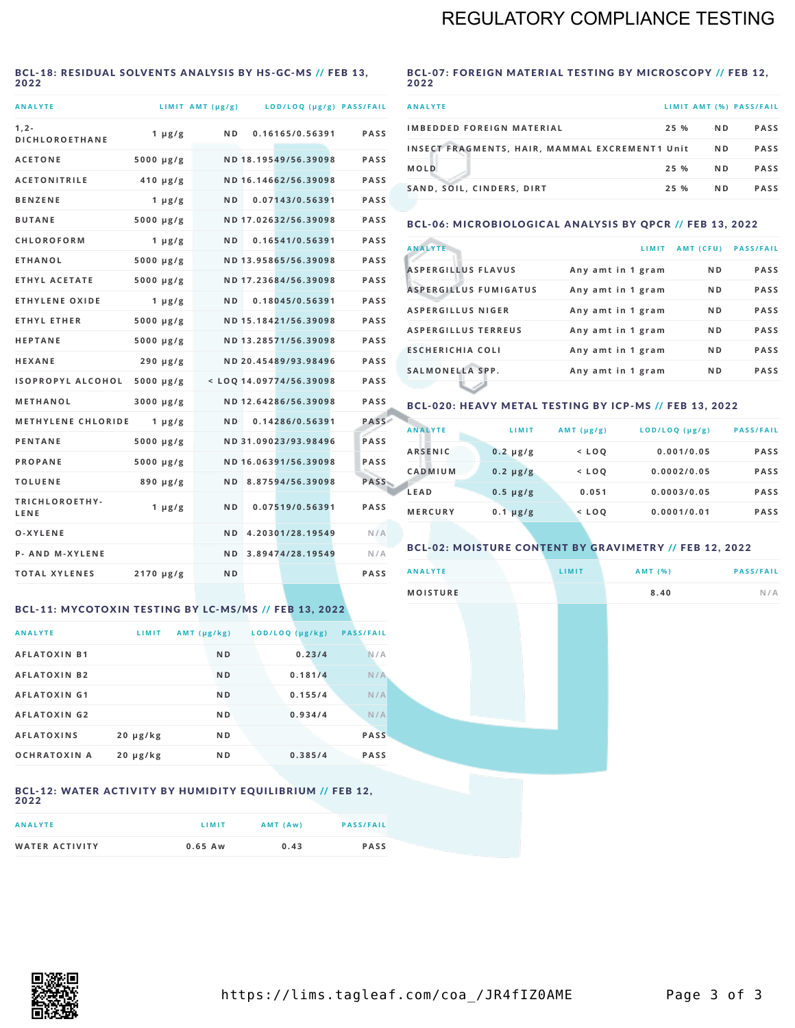# REGULATORY COMPLIANCE TESTING

### BCL-18: RESIDUAL SOLVENTS ANALYSIS BY HS-GC-MS // FEB 13, 2022

| ANALYTE | LIMIT | AMT (μg/g) | LOD/LOQ (μg/g) | PASS/FAIL |
|---|---|---|---|---|
| 1,2-DICHLOROETHANE | 1 μg/g | ND | 0.16165/0.56391 | PASS |
| ACETONE | 5000 μg/g | ND | 18.19549/56.39098 | PASS |
| ACETONITRILE | 410 μg/g | ND | 16.14662/56.39098 | PASS |
| BENZENE | 1 μg/g | ND | 0.07143/0.56391 | PASS |
| BUTANE | 5000 μg/g | ND | 17.02632/56.39098 | PASS |
| CHLOROFORM | 1 μg/g | ND | 0.16541/0.56391 | PASS |
| ETHANOL | 5000 μg/g | ND | 13.95865/56.39098 | PASS |
| ETHYL ACETATE | 5000 μg/g | ND | 17.23684/56.39098 | PASS |
| ETHYLENE OXIDE | 1 μg/g | ND | 0.18045/0.56391 | PASS |
| ETHYL ETHER | 5000 μg/g | ND | 15.18421/56.39098 | PASS |
| HEPTANE | 5000 μg/g | ND | 13.28571/56.39098 | PASS |
| HEXANE | 290 μg/g | ND | 20.45489/93.98496 | PASS |
| ISOPROPYL ALCOHOL | 5000 μg/g | < LOQ | 14.09774/56.39098 | PASS |
| METHANOL | 3000 μg/g | ND | 12.64286/56.39098 | PASS |
| METHYLENE CHLORIDE | 1 μg/g | ND | 0.14286/0.56391 | PASS |
| PENTANE | 5000 μg/g | ND | 31.09023/93.98496 | PASS |
| PROPANE | 5000 μg/g | ND | 16.06391/56.39098 | PASS |
| TOLUENE | 890 μg/g | ND | 8.87594/56.39098 | PASS |
| TRICHLOROETHYLENE | 1 μg/g | ND | 0.07519/0.56391 | PASS |
| O-XYLENE | | ND | 4.20301/28.19549 | N/A |
| P- AND M-XYLENE | | ND | 3.89474/28.19549 | N/A |
| TOTAL XYLENES | 2170 μg/g | ND | | PASS |

### BCL-11: MYCOTOXIN TESTING BY LC-MS/MS // FEB 13, 2022

| ANALYTE | LIMIT | AMT (μg/kg) | LOD/LOQ (μg/kg) | PASS/FAIL |
|---|---|---|---|---|
| AFLATOXIN B1 | | ND | 0.23/4 | N/A |
| AFLATOXIN B2 | | ND | 0.181/4 | N/A |
| AFLATOXIN G1 | | ND | 0.155/4 | N/A |
| AFLATOXIN G2 | | ND | 0.934/4 | N/A |
| AFLATOXINS | 20 μg/kg | ND | | PASS |
| OCHRATOXIN A | 20 μg/kg | ND | 0.385/4 | PASS |

### BCL-12: WATER ACTIVITY BY HUMIDITY EQUILIBRIUM // FEB 12, 2022

| ANALYTE | LIMIT | AMT (Aw) | PASS/FAIL |
|---|---|---|---|
| WATER ACTIVITY | 0.65 Aw | 0.43 | PASS |

### BCL-07: FOREIGN MATERIAL TESTING BY MICROSCOPY // FEB 12, 2022

| ANALYTE | LIMIT | AMT (%) | PASS/FAIL |
|---|---|---|---|
| IMBEDDED FOREIGN MATERIAL | 25 % | ND | PASS |
| INSECT FRAGMENTS, HAIR, MAMMAL EXCREMENT | 1 Unit | ND | PASS |
| MOLD | 25 % | ND | PASS |
| SAND, SOIL, CINDERS, DIRT | 25 % | ND | PASS |

### BCL-06: MICROBIOLOGICAL ANALYSIS BY QPCR // FEB 13, 2022

| ANALYTE | LIMIT | AMT (CFU) | PASS/FAIL |
|---|---|---|---|
| ASPERGILLUS FLAVUS | Any amt in 1 gram | ND | PASS |
| ASPERGILLUS FUMIGATUS | Any amt in 1 gram | ND | PASS |
| ASPERGILLUS NIGER | Any amt in 1 gram | ND | PASS |
| ASPERGILLUS TERREUS | Any amt in 1 gram | ND | PASS |
| ESCHERICHIA COLI | Any amt in 1 gram | ND | PASS |
| SALMONELLA SPP. | Any amt in 1 gram | ND | PASS |

### BCL-020: HEAVY METAL TESTING BY ICP-MS // FEB 13, 2022

| ANALYTE | LIMIT | AMT (μg/g) | LOD/LOQ (μg/g) | PASS/FAIL |
|---|---|---|---|---|
| ARSENIC | 0.2 μg/g | < LOQ | 0.001/0.05 | PASS |
| CADMIUM | 0.2 μg/g | < LOQ | 0.0002/0.05 | PASS |
| LEAD | 0.5 μg/g | 0.051 | 0.0003/0.05 | PASS |
| MERCURY | 0.1 μg/g | < LOQ | 0.0001/0.01 | PASS |

### BCL-02: MOISTURE CONTENT BY GRAVIMETRY // FEB 12, 2022

| ANALYTE | LIMIT | AMT (%) | PASS/FAIL |
|---|---|---|---|
| MOISTURE | | 8.40 | N/A |

https://lims.tagleaf.com/coa_/JR4fIZ0AME